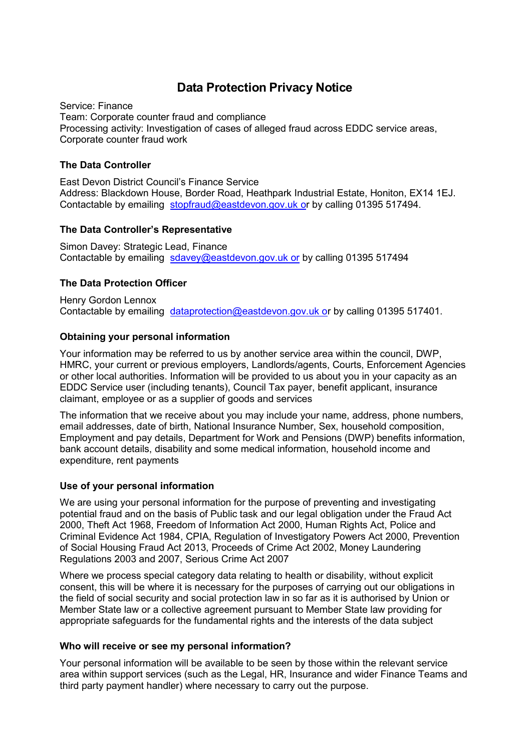# Data Protection Privacy Notice

Service: Finance
Team: Corporate counter fraud and compliance
Processing activity: Investigation of cases of alleged fraud across EDDC service areas, Corporate counter fraud work

### The Data Controller

East Devon District Council's Finance Service
Address: Blackdown House, Border Road, Heathpark Industrial Estate, Honiton, EX14 1EJ.
Contactable by emailing stopfraud@eastdevon.gov.uk or by calling 01395 517494.

### The Data Controller's Representative

Simon Davey: Strategic Lead, Finance
Contactable by emailing sdavey@eastdevon.gov.uk or by calling 01395 517494

### The Data Protection Officer

Henry Gordon Lennox
Contactable by emailing dataprotection@eastdevon.gov.uk or by calling 01395 517401.

### Obtaining your personal information

Your information may be referred to us by another service area within the council, DWP, HMRC, your current or previous employers, Landlords/agents, Courts, Enforcement Agencies or other local authorities. Information will be provided to us about you in your capacity as an EDDC Service user (including tenants), Council Tax payer, benefit applicant, insurance claimant, employee or as a supplier of goods and services

The information that we receive about you may include your name, address, phone numbers, email addresses, date of birth, National Insurance Number, Sex, household composition, Employment and pay details, Department for Work and Pensions (DWP) benefits information, bank account details, disability and some medical information, household income and expenditure, rent payments

### Use of your personal information

We are using your personal information for the purpose of preventing and investigating potential fraud and on the basis of Public task and our legal obligation under the Fraud Act 2000, Theft Act 1968, Freedom of Information Act 2000, Human Rights Act, Police and Criminal Evidence Act 1984, CPIA, Regulation of Investigatory Powers Act 2000, Prevention of Social Housing Fraud Act 2013, Proceeds of Crime Act 2002, Money Laundering Regulations 2003 and 2007, Serious Crime Act 2007

Where we process special category data relating to health or disability, without explicit consent, this will be where it is necessary for the purposes of carrying out our obligations in the field of social security and social protection law in so far as it is authorised by Union or Member State law or a collective agreement pursuant to Member State law providing for appropriate safeguards for the fundamental rights and the interests of the data subject

### Who will receive or see my personal information?

Your personal information will be available to be seen by those within the relevant service area within support services (such as the Legal, HR, Insurance and wider Finance Teams and third party payment handler) where necessary to carry out the purpose.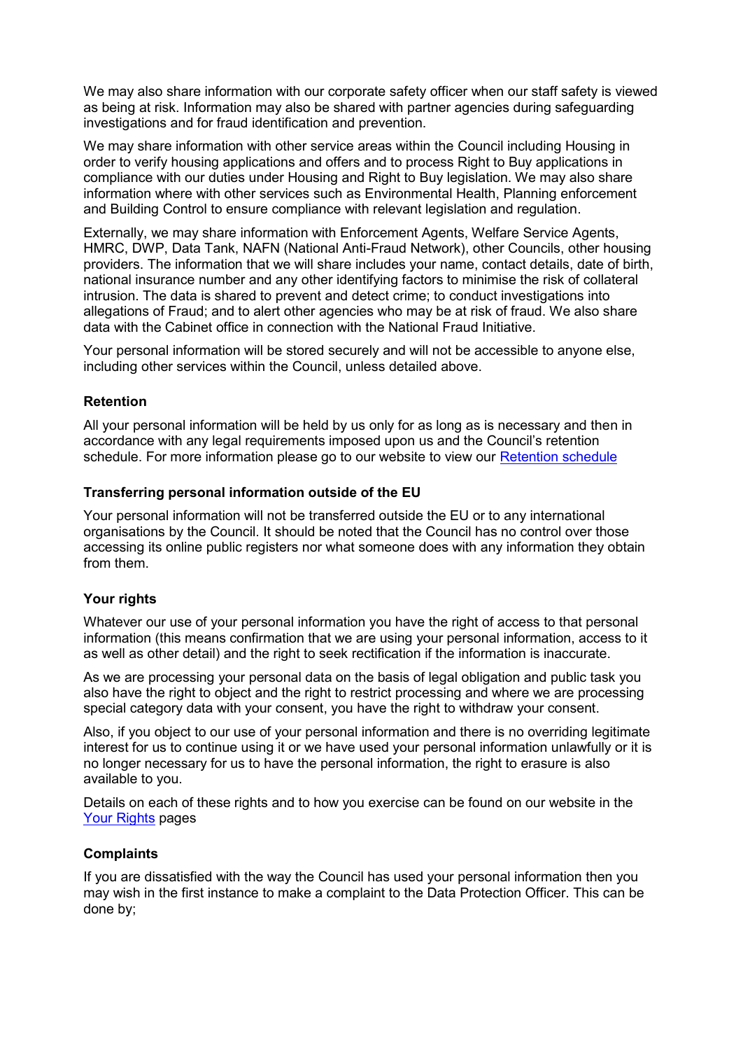We may also share information with our corporate safety officer when our staff safety is viewed as being at risk. Information may also be shared with partner agencies during safeguarding investigations and for fraud identification and prevention.

We may share information with other service areas within the Council including Housing in order to verify housing applications and offers and to process Right to Buy applications in compliance with our duties under Housing and Right to Buy legislation. We may also share information where with other services such as Environmental Health, Planning enforcement and Building Control to ensure compliance with relevant legislation and regulation.

Externally, we may share information with Enforcement Agents, Welfare Service Agents, HMRC, DWP, Data Tank, NAFN (National Anti-Fraud Network), other Councils, other housing providers. The information that we will share includes your name, contact details, date of birth, national insurance number and any other identifying factors to minimise the risk of collateral intrusion. The data is shared to prevent and detect crime; to conduct investigations into allegations of Fraud; and to alert other agencies who may be at risk of fraud. We also share data with the Cabinet office in connection with the National Fraud Initiative.

Your personal information will be stored securely and will not be accessible to anyone else, including other services within the Council, unless detailed above.

### Retention

All your personal information will be held by us only for as long as is necessary and then in accordance with any legal requirements imposed upon us and the Council's retention schedule. For more information please go to our website to view our Retention schedule

### Transferring personal information outside of the EU

Your personal information will not be transferred outside the EU or to any international organisations by the Council. It should be noted that the Council has no control over those accessing its online public registers nor what someone does with any information they obtain from them.

### Your rights

Whatever our use of your personal information you have the right of access to that personal information (this means confirmation that we are using your personal information, access to it as well as other detail) and the right to seek rectification if the information is inaccurate.

As we are processing your personal data on the basis of legal obligation and public task you also have the right to object and the right to restrict processing and where we are processing special category data with your consent, you have the right to withdraw your consent.

Also, if you object to our use of your personal information and there is no overriding legitimate interest for us to continue using it or we have used your personal information unlawfully or it is no longer necessary for us to have the personal information, the right to erasure is also available to you.

Details on each of these rights and to how you exercise can be found on our website in the Your Rights pages

### Complaints

If you are dissatisfied with the way the Council has used your personal information then you may wish in the first instance to make a complaint to the Data Protection Officer. This can be done by;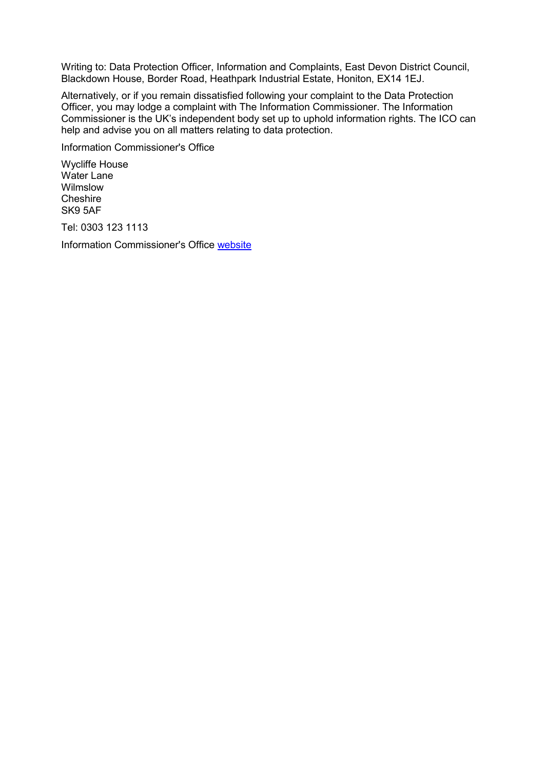Writing to: Data Protection Officer, Information and Complaints, East Devon District Council, Blackdown House, Border Road, Heathpark Industrial Estate, Honiton, EX14 1EJ.

Alternatively, or if you remain dissatisfied following your complaint to the Data Protection Officer, you may lodge a complaint with The Information Commissioner. The Information Commissioner is the UK's independent body set up to uphold information rights. The ICO can help and advise you on all matters relating to data protection.

Information Commissioner's Office

Wycliffe House
Water Lane
Wilmslow
Cheshire
SK9 5AF

Tel: 0303 123 1113

Information Commissioner's Office website